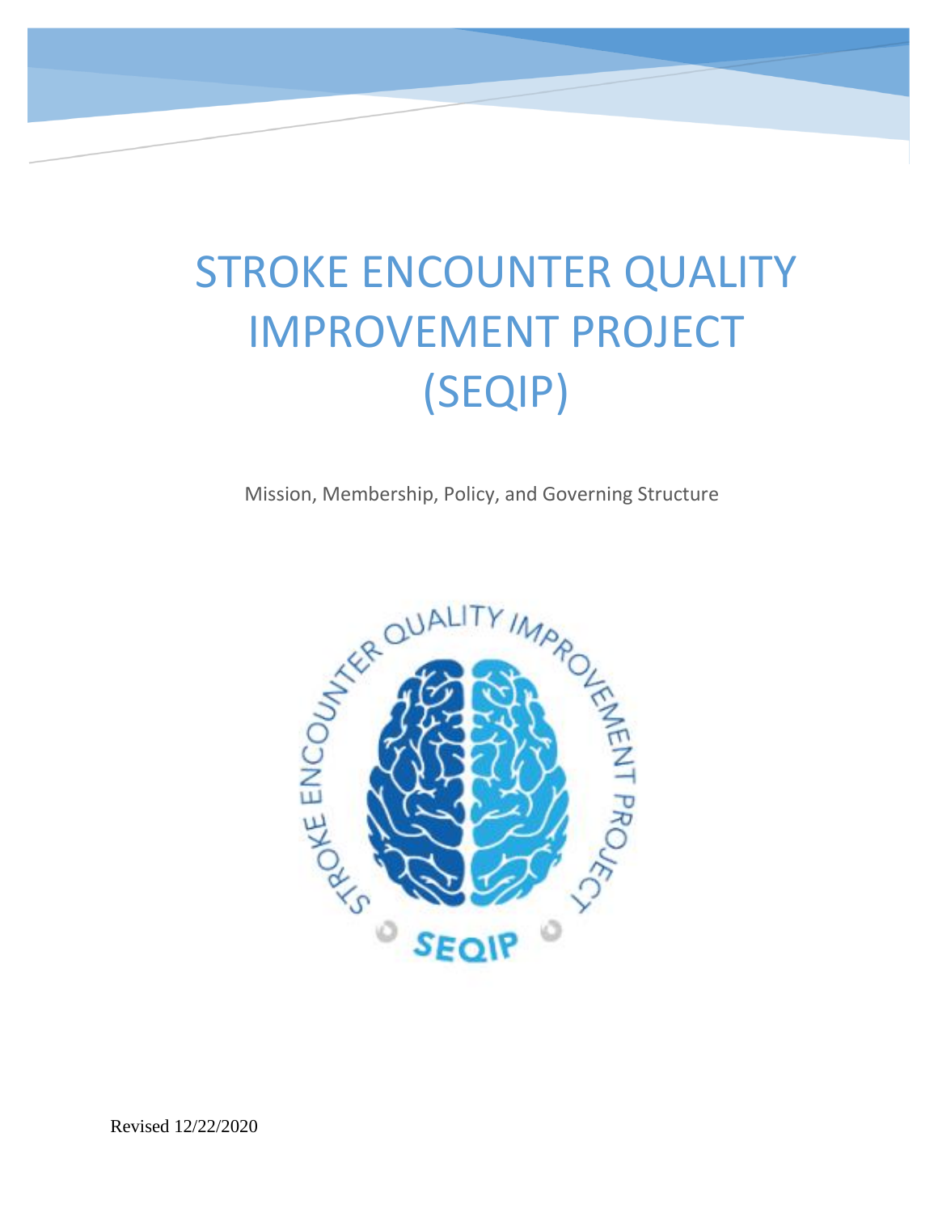# STROKE ENCOUNTER QUALITY IMPROVEMENT PROJECT (SEQIP)

Mission, Membership, Policy, and Governing Structure

Revised 12/22/2020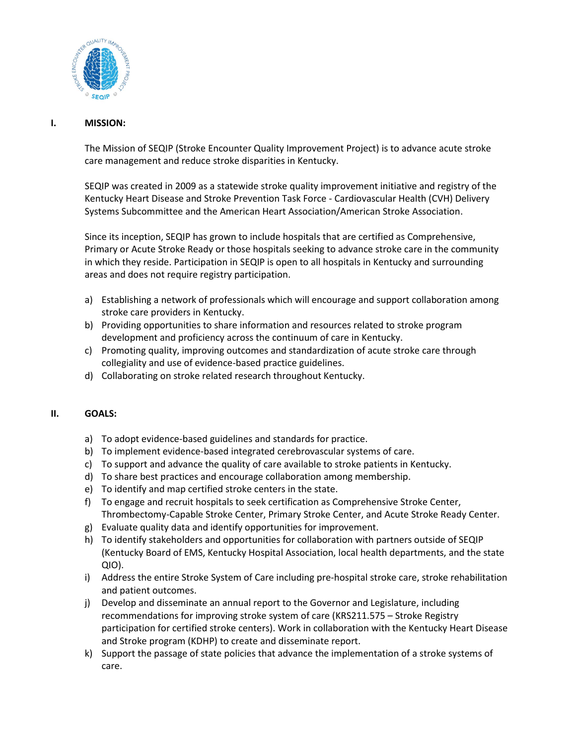## I. MISSION:

The Mission of SEQIP (Stroke Encounter Quality Improvement Project) is to advance acute stroke care management and reduce stroke disparities in Kentucky.

SEQIP was created in 2009 as a statewide stroke quality improvement initiative and registry of the Kentucky Heart Disease and Stroke Prevention Task Force - Cardiovascular Health (CVH) Delivery Systems Subcommittee and the American Heart Association/American Stroke Association.

Since its inception, SEQIP has grown to include hospitals that are certified as Comprehensive, Primary or Acute Stroke Ready or those hospitals seeking to advance stroke care in the community in which they reside. Participation in SEQIP is open to all hospitals in Kentucky and surrounding areas and does not require registry participation.

a) Establishing a network of professionals which will encourage and support collaboration among stroke care providers in Kentucky.
b) Providing opportunities to share information and resources related to stroke program development and proficiency across the continuum of care in Kentucky.
c) Promoting quality, improving outcomes and standardization of acute stroke care through collegiality and use of evidence-based practice guidelines.
d) Collaborating on stroke related research throughout Kentucky.

## II. GOALS:

a) To adopt evidence-based guidelines and standards for practice.
b) To implement evidence-based integrated cerebrovascular systems of care.
c) To support and advance the quality of care available to stroke patients in Kentucky.
d) To share best practices and encourage collaboration among membership.
e) To identify and map certified stroke centers in the state.
f) To engage and recruit hospitals to seek certification as Comprehensive Stroke Center, Thrombectomy-Capable Stroke Center, Primary Stroke Center, and Acute Stroke Ready Center.
g) Evaluate quality data and identify opportunities for improvement.
h) To identify stakeholders and opportunities for collaboration with partners outside of SEQIP (Kentucky Board of EMS, Kentucky Hospital Association, local health departments, and the state QIO).
i) Address the entire Stroke System of Care including pre-hospital stroke care, stroke rehabilitation and patient outcomes.
j) Develop and disseminate an annual report to the Governor and Legislature, including recommendations for improving stroke system of care (KRS211.575 – Stroke Registry participation for certified stroke centers). Work in collaboration with the Kentucky Heart Disease and Stroke program (KDHP) to create and disseminate report.
k) Support the passage of state policies that advance the implementation of a stroke systems of care.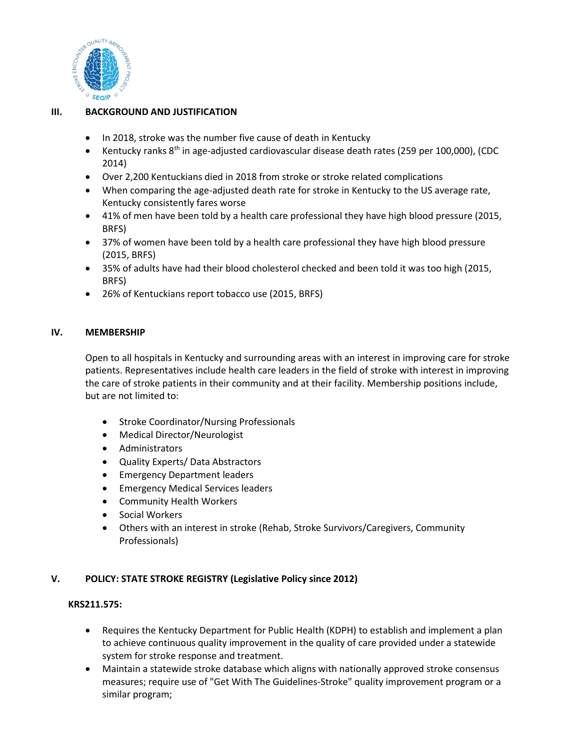## III. BACKGROUND AND JUSTIFICATION

- In 2018, stroke was the number five cause of death in Kentucky
- Kentucky ranks 8th in age-adjusted cardiovascular disease death rates (259 per 100,000), (CDC 2014)
- Over 2,200 Kentuckians died in 2018 from stroke or stroke related complications
- When comparing the age-adjusted death rate for stroke in Kentucky to the US average rate, Kentucky consistently fares worse
- 41% of men have been told by a health care professional they have high blood pressure (2015, BRFS)
- 37% of women have been told by a health care professional they have high blood pressure (2015, BRFS)
- 35% of adults have had their blood cholesterol checked and been told it was too high (2015, BRFS)
- 26% of Kentuckians report tobacco use (2015, BRFS)

## IV. MEMBERSHIP

Open to all hospitals in Kentucky and surrounding areas with an interest in improving care for stroke patients. Representatives include health care leaders in the field of stroke with interest in improving the care of stroke patients in their community and at their facility. Membership positions include, but are not limited to:

- Stroke Coordinator/Nursing Professionals
- Medical Director/Neurologist
- Administrators
- Quality Experts/ Data Abstractors
- Emergency Department leaders
- Emergency Medical Services leaders
- Community Health Workers
- Social Workers
- Others with an interest in stroke (Rehab, Stroke Survivors/Caregivers, Community Professionals)

## V. POLICY: STATE STROKE REGISTRY (Legislative Policy since 2012)

**KRS211.575:**

- Requires the Kentucky Department for Public Health (KDPH) to establish and implement a plan to achieve continuous quality improvement in the quality of care provided under a statewide system for stroke response and treatment.
- Maintain a statewide stroke database which aligns with nationally approved stroke consensus measures; require use of "Get With The Guidelines-Stroke" quality improvement program or a similar program;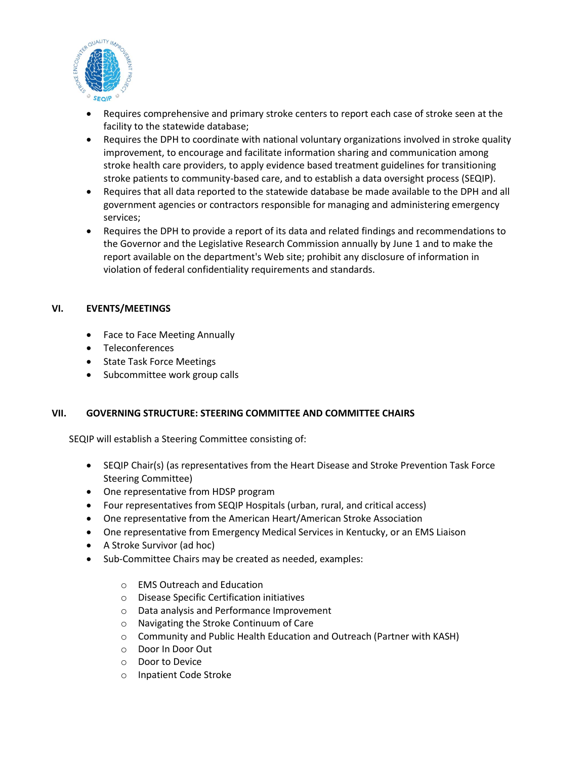- Requires comprehensive and primary stroke centers to report each case of stroke seen at the facility to the statewide database;
- Requires the DPH to coordinate with national voluntary organizations involved in stroke quality improvement, to encourage and facilitate information sharing and communication among stroke health care providers, to apply evidence based treatment guidelines for transitioning stroke patients to community-based care, and to establish a data oversight process (SEQIP).
- Requires that all data reported to the statewide database be made available to the DPH and all government agencies or contractors responsible for managing and administering emergency services;
- Requires the DPH to provide a report of its data and related findings and recommendations to the Governor and the Legislative Research Commission annually by June 1 and to make the report available on the department's Web site; prohibit any disclosure of information in violation of federal confidentiality requirements and standards.

## VI. EVENTS/MEETINGS

- Face to Face Meeting Annually
- Teleconferences
- State Task Force Meetings
- Subcommittee work group calls

## VII. GOVERNING STRUCTURE: STEERING COMMITTEE AND COMMITTEE CHAIRS

SEQIP will establish a Steering Committee consisting of:

- SEQIP Chair(s) (as representatives from the Heart Disease and Stroke Prevention Task Force Steering Committee)
- One representative from HDSP program
- Four representatives from SEQIP Hospitals (urban, rural, and critical access)
- One representative from the American Heart/American Stroke Association
- One representative from Emergency Medical Services in Kentucky, or an EMS Liaison
- A Stroke Survivor (ad hoc)
- Sub-Committee Chairs may be created as needed, examples:
    - EMS Outreach and Education
    - Disease Specific Certification initiatives
    - Data analysis and Performance Improvement
    - Navigating the Stroke Continuum of Care
    - Community and Public Health Education and Outreach (Partner with KASH)
    - Door In Door Out
    - Door to Device
    - Inpatient Code Stroke